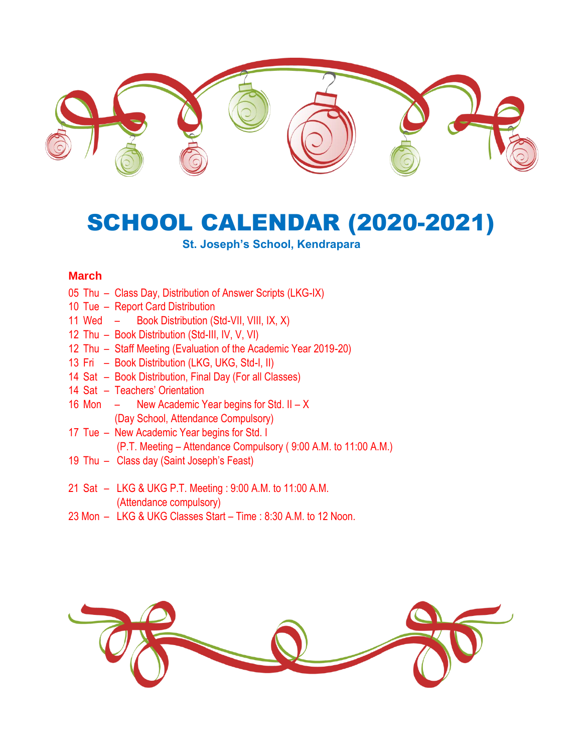# SCHOOL CALENDAR (2020-2021)

### St. Joseph's School, Kendrapara

## March

05 Thu – Class Day, Distribution of Answer Scripts (LKG-IX)
10 Tue – Report Card Distribution
11 Wed – Book Distribution (Std-VII, VIII, IX, X)
12 Thu – Book Distribution (Std-III, IV, V, VI)
12 Thu – Staff Meeting (Evaluation of the Academic Year 2019-20)
13 Fri – Book Distribution (LKG, UKG, Std-I, II)
14 Sat – Book Distribution, Final Day (For all Classes)
14 Sat – Teachers' Orientation
16 Mon – New Academic Year begins for Std. II – X
(Day School, Attendance Compulsory)
17 Tue – New Academic Year begins for Std. I
(P.T. Meeting – Attendance Compulsory ( 9:00 A.M. to 11:00 A.M.)
19 Thu – Class day (Saint Joseph's Feast)

21 Sat – LKG & UKG P.T. Meeting : 9:00 A.M. to 11:00 A.M.
(Attendance compulsory)
23 Mon – LKG & UKG Classes Start – Time : 8:30 A.M. to 12 Noon.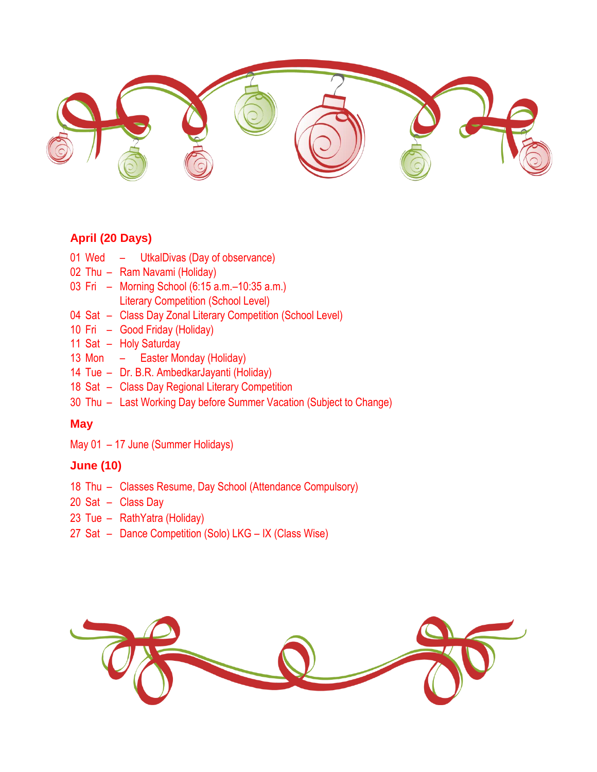### April (20 Days)

01 Wed – UtkalDivas (Day of observance)
02 Thu – Ram Navami (Holiday)
03 Fri – Morning School (6:15 a.m.–10:35 a.m.)
Literary Competition (School Level)
04 Sat – Class Day Zonal Literary Competition (School Level)
10 Fri – Good Friday (Holiday)
11 Sat – Holy Saturday
13 Mon – Easter Monday (Holiday)
14 Tue – Dr. B.R. AmbedkarJayanti (Holiday)
18 Sat – Class Day Regional Literary Competition
30 Thu – Last Working Day before Summer Vacation (Subject to Change)

### May

May 01 – 17 June (Summer Holidays)

### June (10)

18 Thu – Classes Resume, Day School (Attendance Compulsory)
20 Sat – Class Day
23 Tue – RathYatra (Holiday)
27 Sat – Dance Competition (Solo) LKG – IX (Class Wise)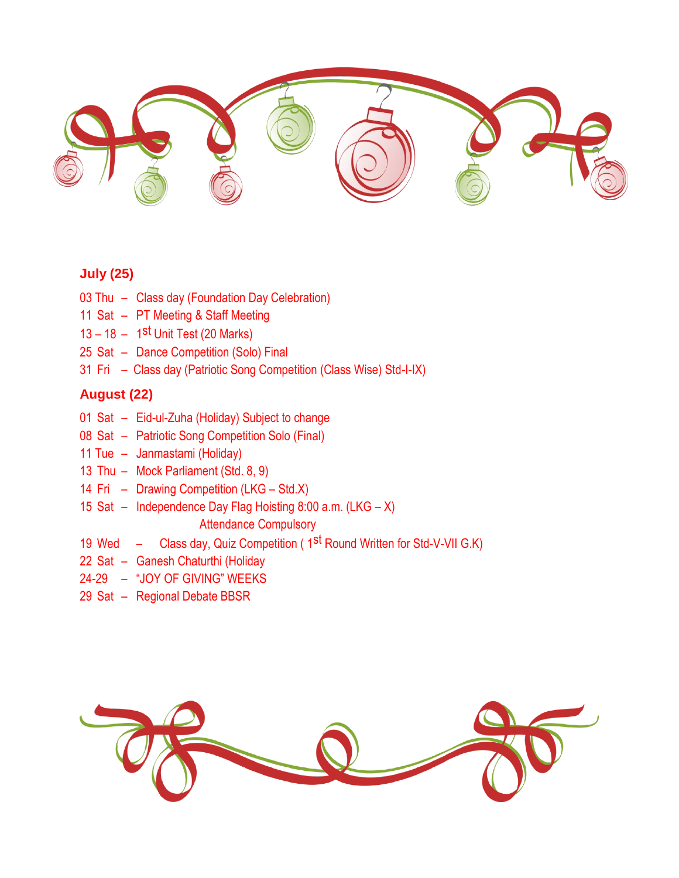## July (25)

03 Thu – Class day (Foundation Day Celebration)

11 Sat – PT Meeting & Staff Meeting

13 – 18 – 1st Unit Test (20 Marks)

25 Sat – Dance Competition (Solo) Final

31 Fri – Class day (Patriotic Song Competition (Class Wise) Std-I-IX)

## August (22)

01 Sat – Eid-ul-Zuha (Holiday) Subject to change

08 Sat – Patriotic Song Competition Solo (Final)

11 Tue – Janmastami (Holiday)

13 Thu – Mock Parliament (Std. 8, 9)

14 Fri – Drawing Competition (LKG – Std.X)

15 Sat – Independence Day Flag Hoisting 8:00 a.m. (LKG – X)
Attendance Compulsory

19 Wed – Class day, Quiz Competition ( 1st Round Written for Std-V-VII G.K)

22 Sat – Ganesh Chaturthi (Holiday

24-29 – "JOY OF GIVING" WEEKS

29 Sat – Regional Debate BBSR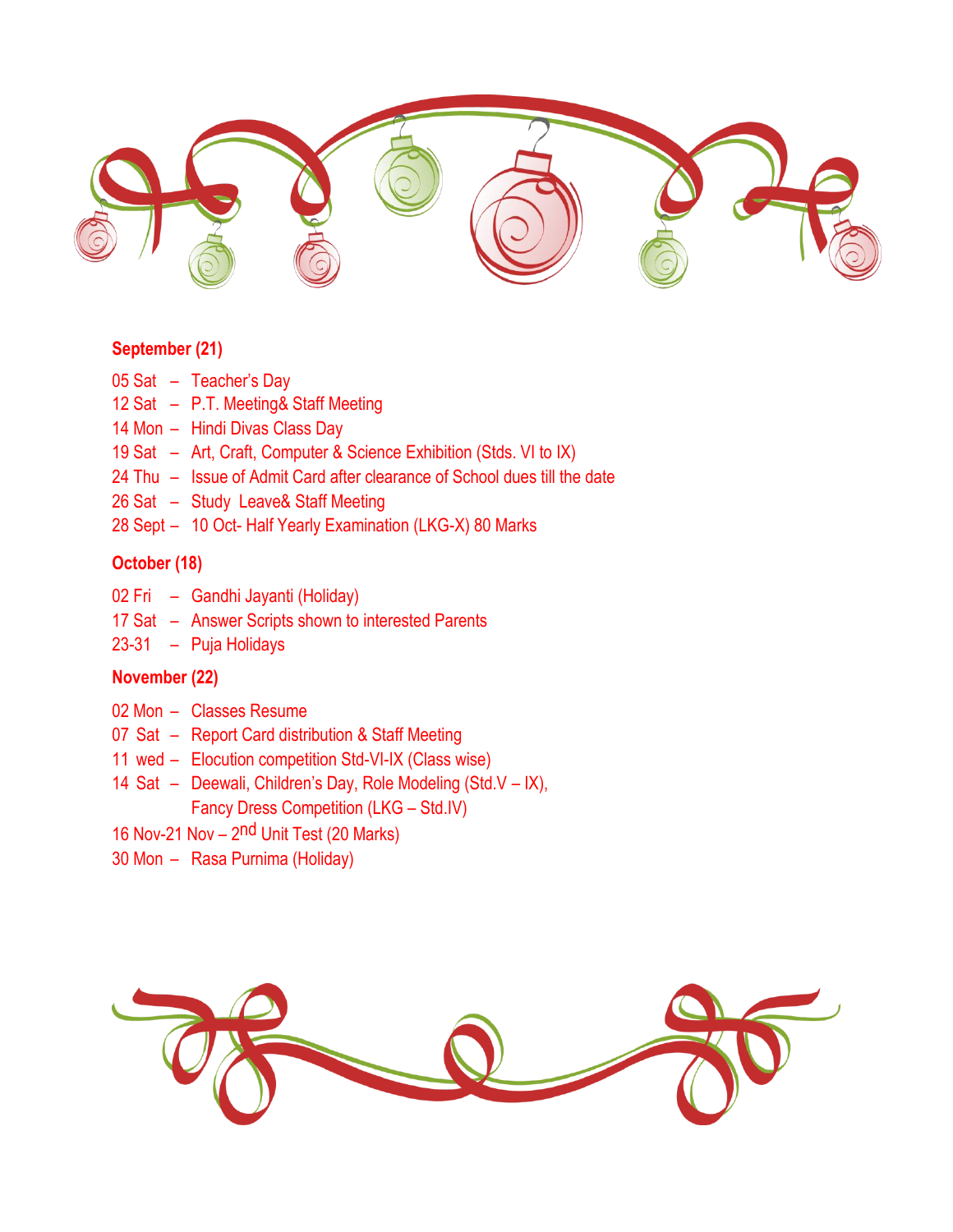**September (21)**

05 Sat – Teacher's Day
12 Sat – P.T. Meeting& Staff Meeting
14 Mon – Hindi Divas Class Day
19 Sat – Art, Craft, Computer & Science Exhibition (Stds. VI to IX)
24 Thu – Issue of Admit Card after clearance of School dues till the date
26 Sat – Study Leave& Staff Meeting
28 Sept – 10 Oct- Half Yearly Examination (LKG-X) 80 Marks

**October (18)**

02 Fri – Gandhi Jayanti (Holiday)
17 Sat – Answer Scripts shown to interested Parents
23-31 – Puja Holidays

**November (22)**

02 Mon – Classes Resume
07 Sat – Report Card distribution & Staff Meeting
11 wed – Elocution competition Std-VI-IX (Class wise)
14 Sat – Deewali, Children's Day, Role Modeling (Std.V – IX), Fancy Dress Competition (LKG – Std.IV)
16 Nov-21 Nov – 2nd Unit Test (20 Marks)
30 Mon – Rasa Purnima (Holiday)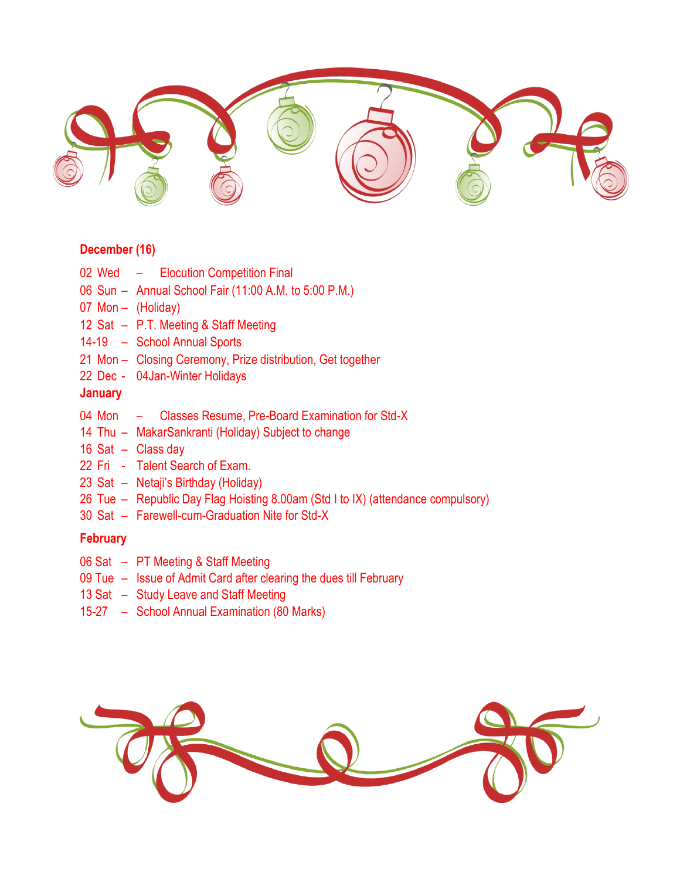**December (16)**

02 Wed – Elocution Competition Final
06 Sun – Annual School Fair (11:00 A.M. to 5:00 P.M.)
07 Mon – (Holiday)
12 Sat – P.T. Meeting & Staff Meeting
14-19 – School Annual Sports
21 Mon – Closing Ceremony, Prize distribution, Get together
22 Dec - 04Jan-Winter Holidays

**January**

04 Mon – Classes Resume, Pre-Board Examination for Std-X
14 Thu – MakarSankranti (Holiday) Subject to change
16 Sat – Class day
22 Fri - Talent Search of Exam.
23 Sat – Netaji's Birthday (Holiday)
26 Tue – Republic Day Flag Hoisting 8.00am (Std I to IX) (attendance compulsory)
30 Sat – Farewell-cum-Graduation Nite for Std-X

**February**

06 Sat – PT Meeting & Staff Meeting
09 Tue – Issue of Admit Card after clearing the dues till February
13 Sat – Study Leave and Staff Meeting
15-27 – School Annual Examination (80 Marks)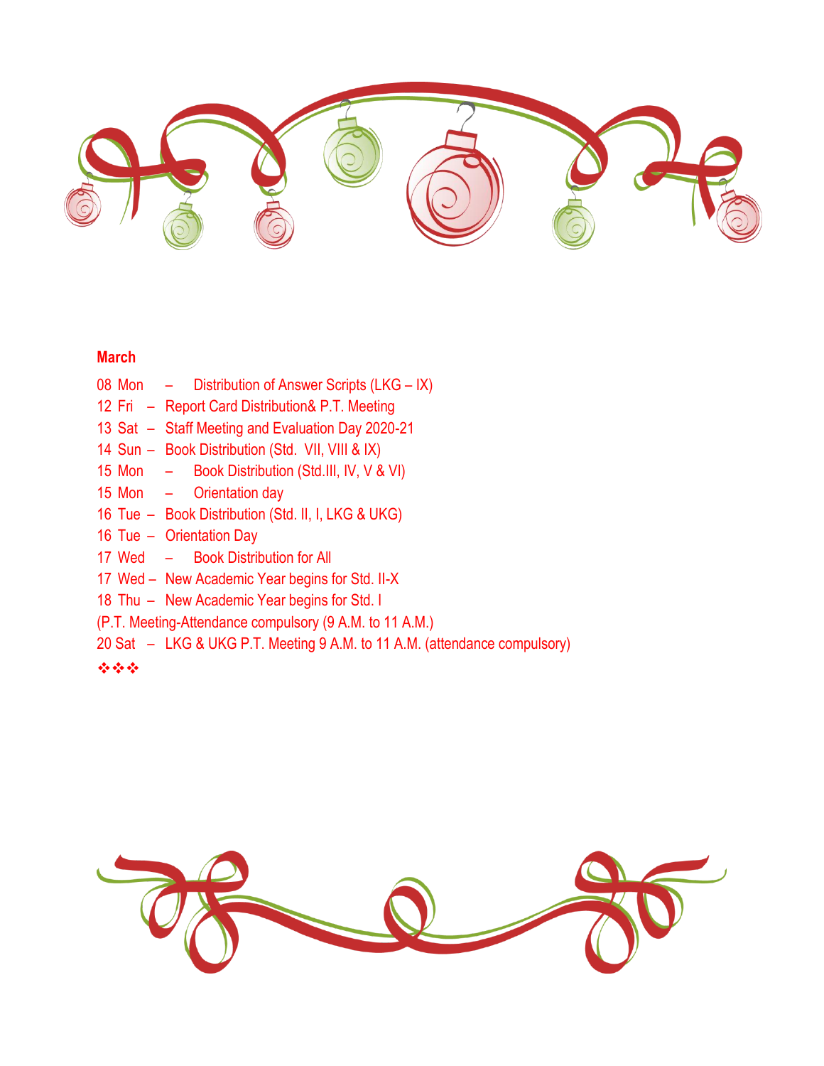**March**

08 Mon – Distribution of Answer Scripts (LKG – IX)
12 Fri – Report Card Distribution& P.T. Meeting
13 Sat – Staff Meeting and Evaluation Day 2020-21
14 Sun – Book Distribution (Std. VII, VIII & IX)
15 Mon – Book Distribution (Std.III, IV, V & VI)
15 Mon – Orientation day
16 Tue – Book Distribution (Std. II, I, LKG & UKG)
16 Tue – Orientation Day
17 Wed – Book Distribution for All
17 Wed – New Academic Year begins for Std. II-X
18 Thu – New Academic Year begins for Std. I
(P.T. Meeting-Attendance compulsory (9 A.M. to 11 A.M.)
20 Sat – LKG & UKG P.T. Meeting 9 A.M. to 11 A.M. (attendance compulsory)

❖❖❖